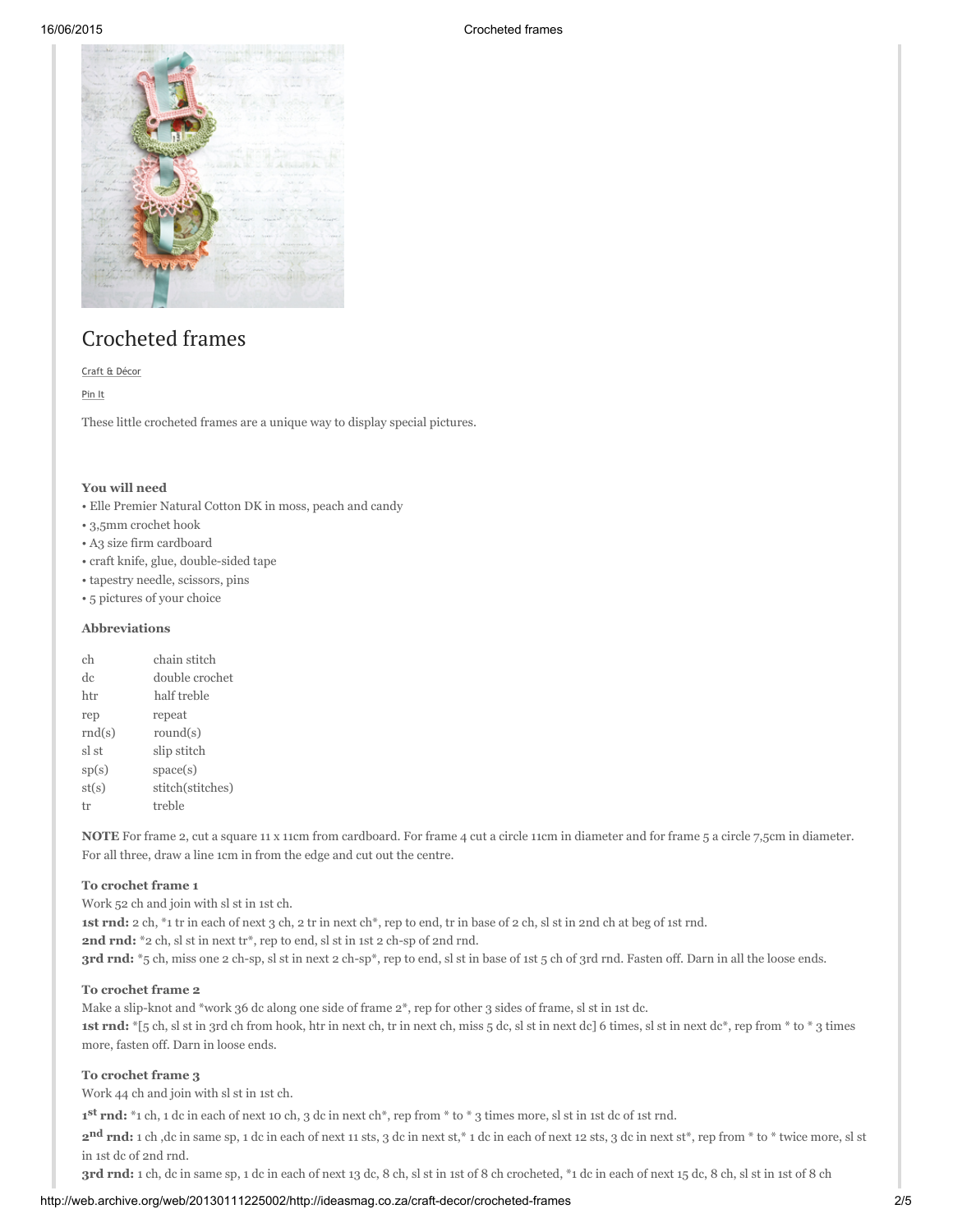# Crocheted frames

Craft & Décor

Pin It

These little crocheted frames are a unique way to display special pictures.

**You will need**

- Elle Premier Natural Cotton DK in moss, peach and candy
- 3,5mm crochet hook
- A3 size firm cardboard
- craft knife, glue, double-sided tape
- tapestry needle, scissors, pins
- 5 pictures of your choice

**Abbreviations**

| | |
|---|---|
| ch | chain stitch |
| dc | double crochet |
| htr | half treble |
| rep | repeat |
| rnd(s) | round(s) |
| sl st | slip stitch |
| sp(s) | space(s) |
| st(s) | stitch(stitches) |
| tr | treble |

**NOTE** For frame 2, cut a square 11 x 11cm from cardboard. For frame 4 cut a circle 11cm in diameter and for frame 5 a circle 7,5cm in diameter. For all three, draw a line 1cm in from the edge and cut out the centre.

**To crochet frame 1**

Work 52 ch and join with sl st in 1st ch.

**1st rnd:** 2 ch, *1 tr in each of next 3 ch, 2 tr in next ch*, rep to end, tr in base of 2 ch, sl st in 2nd ch at beg of 1st rnd.

**2nd rnd:** *2 ch, sl st in next tr*, rep to end, sl st in 1st 2 ch-sp of 2nd rnd.

**3rd rnd:** *5 ch, miss one 2 ch-sp, sl st in next 2 ch-sp*, rep to end, sl st in base of 1st 5 ch of 3rd rnd. Fasten off. Darn in all the loose ends.

**To crochet frame 2**

Make a slip-knot and *work 36 dc along one side of frame 2*, rep for other 3 sides of frame, sl st in 1st dc.

**1st rnd:** *[5 ch, sl st in 3rd ch from hook, htr in next ch, tr in next ch, miss 5 dc, sl st in next dc] 6 times, sl st in next dc*, rep from * to * 3 times more, fasten off. Darn in loose ends.

**To crochet frame 3**

Work 44 ch and join with sl st in 1st ch.

**1st rnd:** *1 ch, 1 dc in each of next 10 ch, 3 dc in next ch*, rep from * to * 3 times more, sl st in 1st dc of 1st rnd.

**2nd rnd:** 1 ch ,dc in same sp, 1 dc in each of next 11 sts, 3 dc in next st,* 1 dc in each of next 12 sts, 3 dc in next st*, rep from * to * twice more, sl st in 1st dc of 2nd rnd.

**3rd rnd:** 1 ch, dc in same sp, 1 dc in each of next 13 dc, 8 ch, sl st in 1st of 8 ch crocheted, *1 dc in each of next 15 dc, 8 ch, sl st in 1st of 8 ch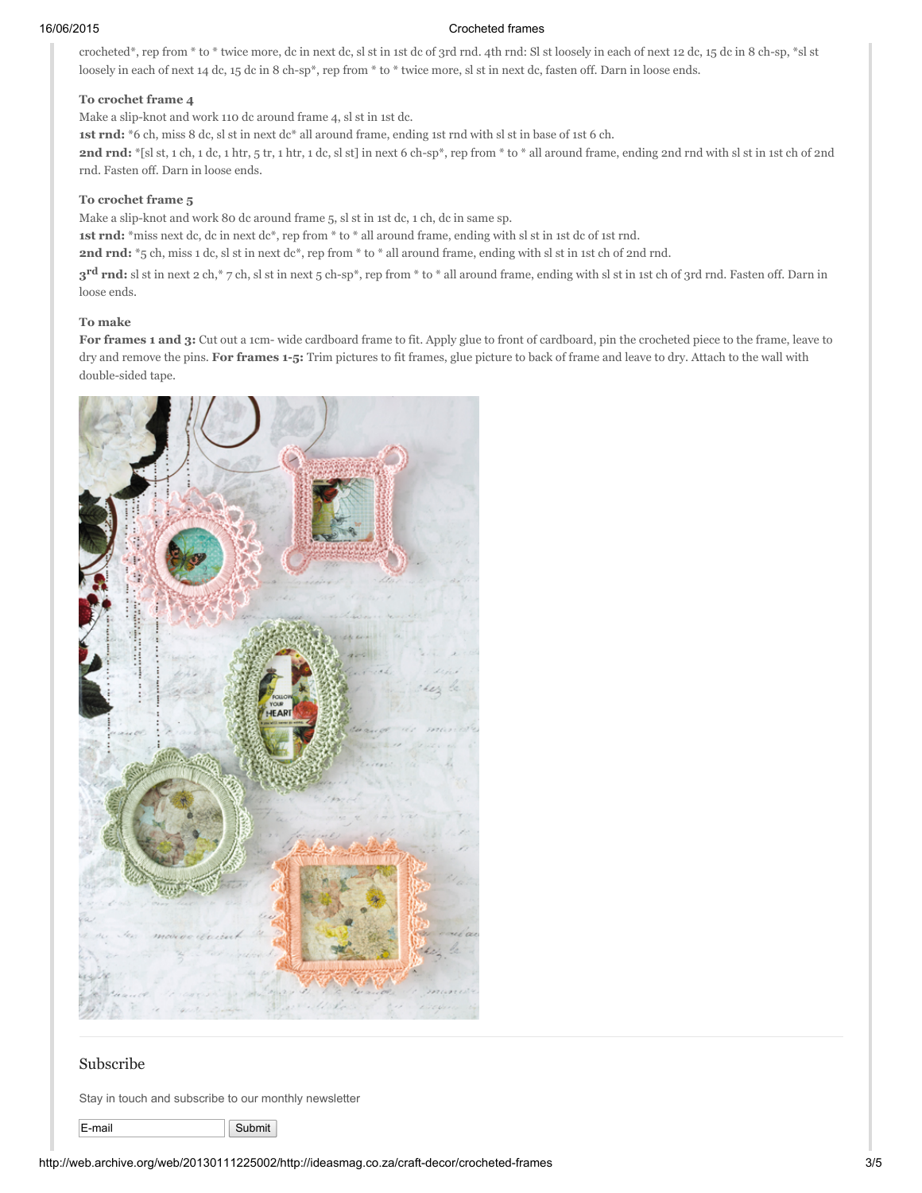crocheted*, rep from * to * twice more, dc in next dc, sl st in 1st dc of 3rd rnd. 4th rnd: Sl st loosely in each of next 12 dc, 15 dc in 8 ch-sp, *sl st loosely in each of next 14 dc, 15 dc in 8 ch-sp*, rep from * to * twice more, sl st in next dc, fasten off. Darn in loose ends.

### To crochet frame 4

Make a slip-knot and work 110 dc around frame 4, sl st in 1st dc.

**1st rnd:** *6 ch, miss 8 dc, sl st in next dc* all around frame, ending 1st rnd with sl st in base of 1st 6 ch.

**2nd rnd:** *[sl st, 1 ch, 1 dc, 1 htr, 5 tr, 1 htr, 1 dc, sl st] in next 6 ch-sp*, rep from * to * all around frame, ending 2nd rnd with sl st in 1st ch of 2nd rnd. Fasten off. Darn in loose ends.

### To crochet frame 5

Make a slip-knot and work 80 dc around frame 5, sl st in 1st dc, 1 ch, dc in same sp.

**1st rnd:** *miss next dc, dc in next dc*, rep from * to * all around frame, ending with sl st in 1st dc of 1st rnd.

**2nd rnd:** *5 ch, miss 1 dc, sl st in next dc*, rep from * to * all around frame, ending with sl st in 1st ch of 2nd rnd.

**3rd rnd:** sl st in next 2 ch,* 7 ch, sl st in next 5 ch-sp*, rep from * to * all around frame, ending with sl st in 1st ch of 3rd rnd. Fasten off. Darn in loose ends.

### To make

**For frames 1 and 3:** Cut out a 1cm- wide cardboard frame to fit. Apply glue to front of cardboard, pin the crocheted piece to the frame, leave to dry and remove the pins. **For frames 1-5:** Trim pictures to fit frames, glue picture to back of frame and leave to dry. Attach to the wall with double-sided tape.

## Subscribe

Stay in touch and subscribe to our monthly newsletter

E-mail Submit